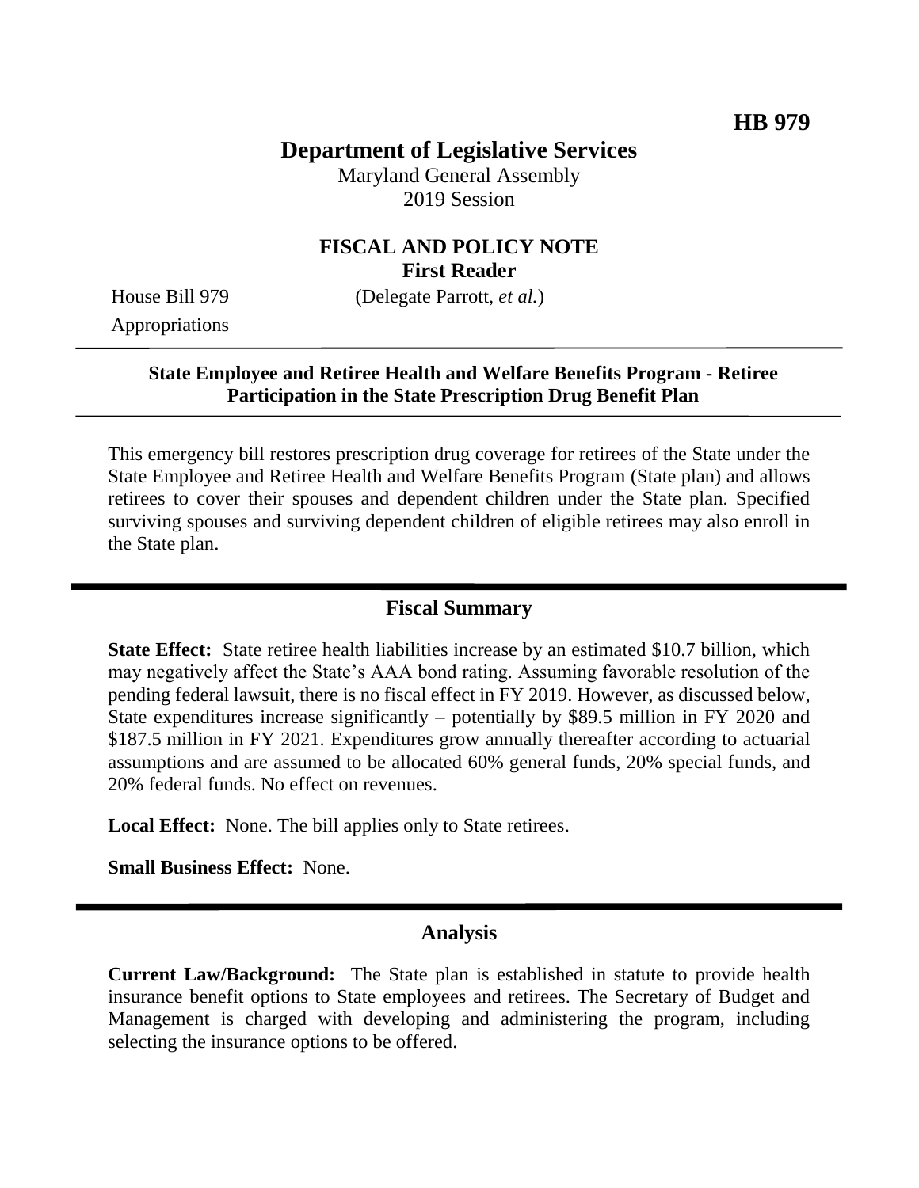**HB 979**

# Department of Legislative Services

Maryland General Assembly
2019 Session

## FISCAL AND POLICY NOTE
**First Reader**

House Bill 979 (Delegate Parrott, *et al.*)
Appropriations

**State Employee and Retiree Health and Welfare Benefits Program - Retiree Participation in the State Prescription Drug Benefit Plan**

This emergency bill restores prescription drug coverage for retirees of the State under the State Employee and Retiree Health and Welfare Benefits Program (State plan) and allows retirees to cover their spouses and dependent children under the State plan. Specified surviving spouses and surviving dependent children of eligible retirees may also enroll in the State plan.

## Fiscal Summary

**State Effect:** State retiree health liabilities increase by an estimated $10.7 billion, which may negatively affect the State's AAA bond rating. Assuming favorable resolution of the pending federal lawsuit, there is no fiscal effect in FY 2019. However, as discussed below, State expenditures increase significantly – potentially by $89.5 million in FY 2020 and $187.5 million in FY 2021. Expenditures grow annually thereafter according to actuarial assumptions and are assumed to be allocated 60% general funds, 20% special funds, and 20% federal funds. No effect on revenues.

**Local Effect:** None. The bill applies only to State retirees.

**Small Business Effect:** None.

## Analysis

**Current Law/Background:** The State plan is established in statute to provide health insurance benefit options to State employees and retirees. The Secretary of Budget and Management is charged with developing and administering the program, including selecting the insurance options to be offered.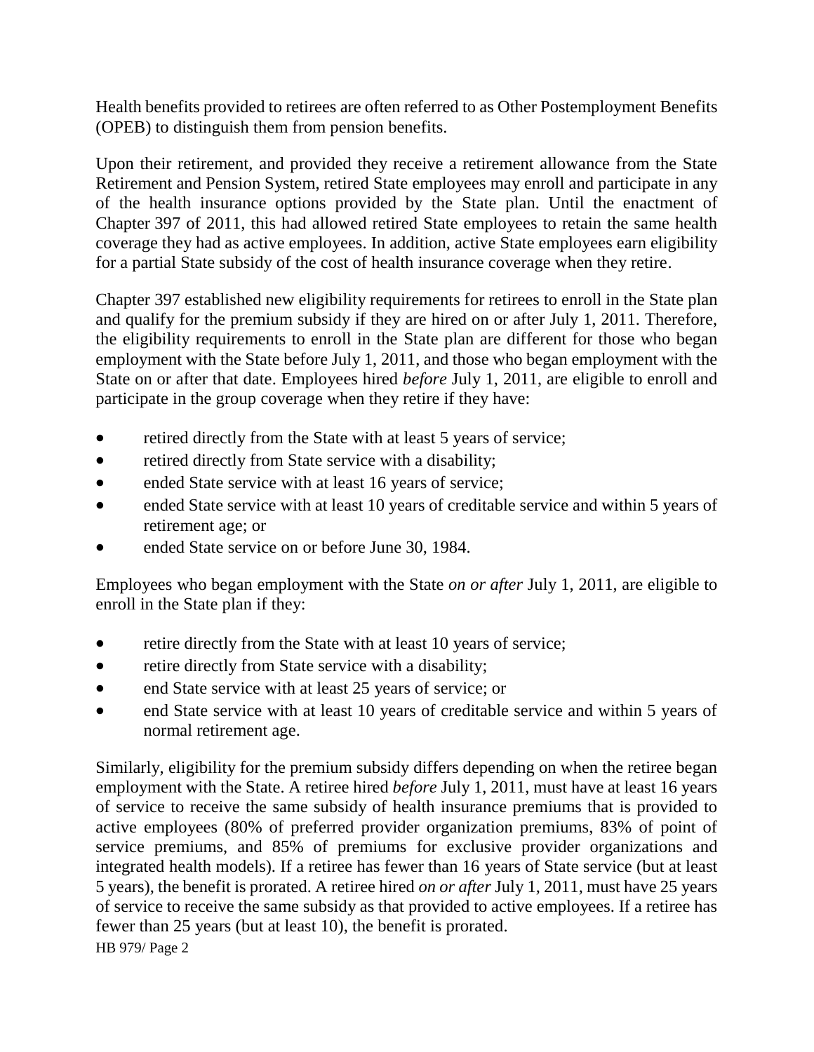Health benefits provided to retirees are often referred to as Other Postemployment Benefits (OPEB) to distinguish them from pension benefits.

Upon their retirement, and provided they receive a retirement allowance from the State Retirement and Pension System, retired State employees may enroll and participate in any of the health insurance options provided by the State plan. Until the enactment of Chapter 397 of 2011, this had allowed retired State employees to retain the same health coverage they had as active employees. In addition, active State employees earn eligibility for a partial State subsidy of the cost of health insurance coverage when they retire.

Chapter 397 established new eligibility requirements for retirees to enroll in the State plan and qualify for the premium subsidy if they are hired on or after July 1, 2011. Therefore, the eligibility requirements to enroll in the State plan are different for those who began employment with the State before July 1, 2011, and those who began employment with the State on or after that date. Employees hired *before* July 1, 2011, are eligible to enroll and participate in the group coverage when they retire if they have:

- retired directly from the State with at least 5 years of service;
- retired directly from State service with a disability;
- ended State service with at least 16 years of service;
- ended State service with at least 10 years of creditable service and within 5 years of retirement age; or
- ended State service on or before June 30, 1984.

Employees who began employment with the State *on or after* July 1, 2011, are eligible to enroll in the State plan if they:

- retire directly from the State with at least 10 years of service;
- retire directly from State service with a disability;
- end State service with at least 25 years of service; or
- end State service with at least 10 years of creditable service and within 5 years of normal retirement age.

Similarly, eligibility for the premium subsidy differs depending on when the retiree began employment with the State. A retiree hired *before* July 1, 2011, must have at least 16 years of service to receive the same subsidy of health insurance premiums that is provided to active employees (80% of preferred provider organization premiums, 83% of point of service premiums, and 85% of premiums for exclusive provider organizations and integrated health models). If a retiree has fewer than 16 years of State service (but at least 5 years), the benefit is prorated. A retiree hired *on or after* July 1, 2011, must have 25 years of service to receive the same subsidy as that provided to active employees. If a retiree has fewer than 25 years (but at least 10), the benefit is prorated.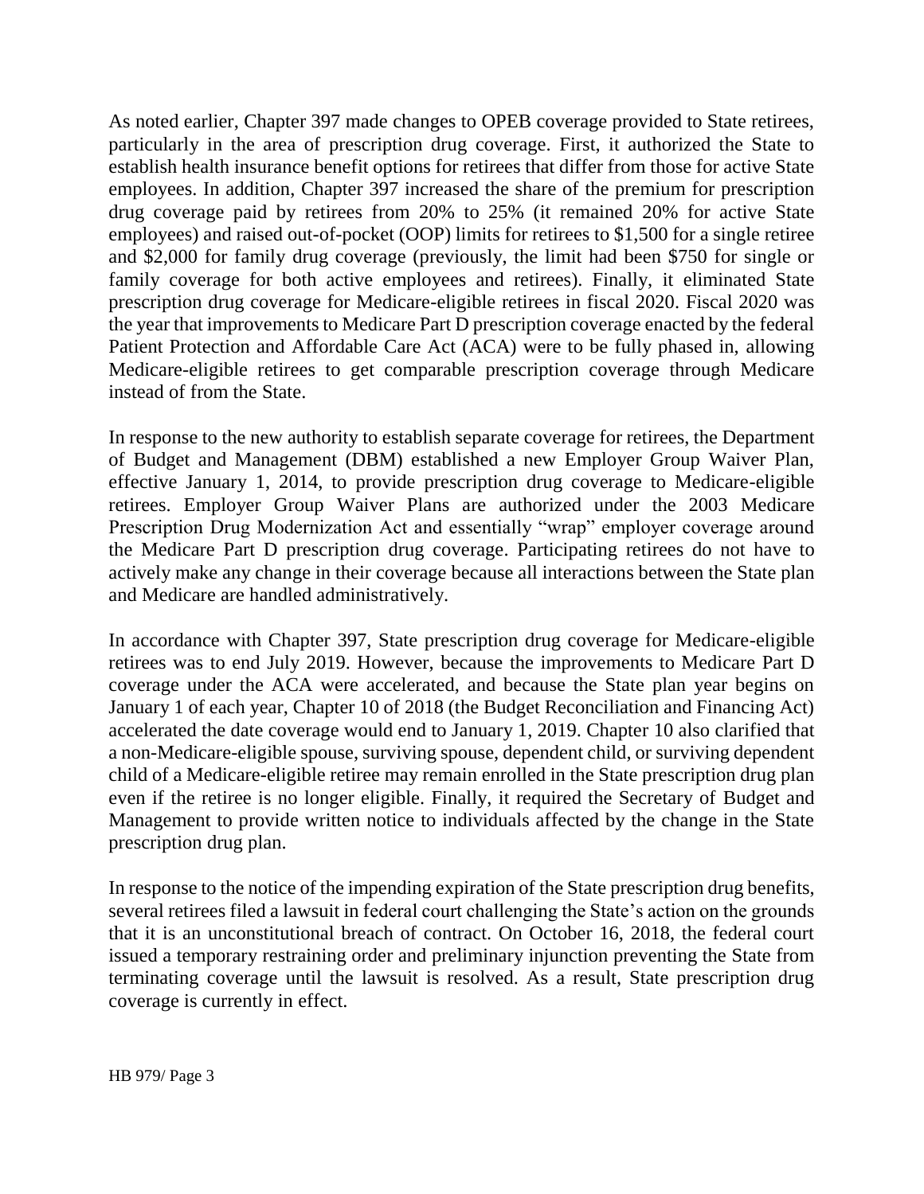As noted earlier, Chapter 397 made changes to OPEB coverage provided to State retirees, particularly in the area of prescription drug coverage. First, it authorized the State to establish health insurance benefit options for retirees that differ from those for active State employees. In addition, Chapter 397 increased the share of the premium for prescription drug coverage paid by retirees from 20% to 25% (it remained 20% for active State employees) and raised out-of-pocket (OOP) limits for retirees to $1,500 for a single retiree and $2,000 for family drug coverage (previously, the limit had been $750 for single or family coverage for both active employees and retirees). Finally, it eliminated State prescription drug coverage for Medicare-eligible retirees in fiscal 2020. Fiscal 2020 was the year that improvements to Medicare Part D prescription coverage enacted by the federal Patient Protection and Affordable Care Act (ACA) were to be fully phased in, allowing Medicare-eligible retirees to get comparable prescription coverage through Medicare instead of from the State.

In response to the new authority to establish separate coverage for retirees, the Department of Budget and Management (DBM) established a new Employer Group Waiver Plan, effective January 1, 2014, to provide prescription drug coverage to Medicare-eligible retirees. Employer Group Waiver Plans are authorized under the 2003 Medicare Prescription Drug Modernization Act and essentially "wrap" employer coverage around the Medicare Part D prescription drug coverage. Participating retirees do not have to actively make any change in their coverage because all interactions between the State plan and Medicare are handled administratively.

In accordance with Chapter 397, State prescription drug coverage for Medicare-eligible retirees was to end July 2019. However, because the improvements to Medicare Part D coverage under the ACA were accelerated, and because the State plan year begins on January 1 of each year, Chapter 10 of 2018 (the Budget Reconciliation and Financing Act) accelerated the date coverage would end to January 1, 2019. Chapter 10 also clarified that a non-Medicare-eligible spouse, surviving spouse, dependent child, or surviving dependent child of a Medicare-eligible retiree may remain enrolled in the State prescription drug plan even if the retiree is no longer eligible. Finally, it required the Secretary of Budget and Management to provide written notice to individuals affected by the change in the State prescription drug plan.

In response to the notice of the impending expiration of the State prescription drug benefits, several retirees filed a lawsuit in federal court challenging the State's action on the grounds that it is an unconstitutional breach of contract. On October 16, 2018, the federal court issued a temporary restraining order and preliminary injunction preventing the State from terminating coverage until the lawsuit is resolved. As a result, State prescription drug coverage is currently in effect.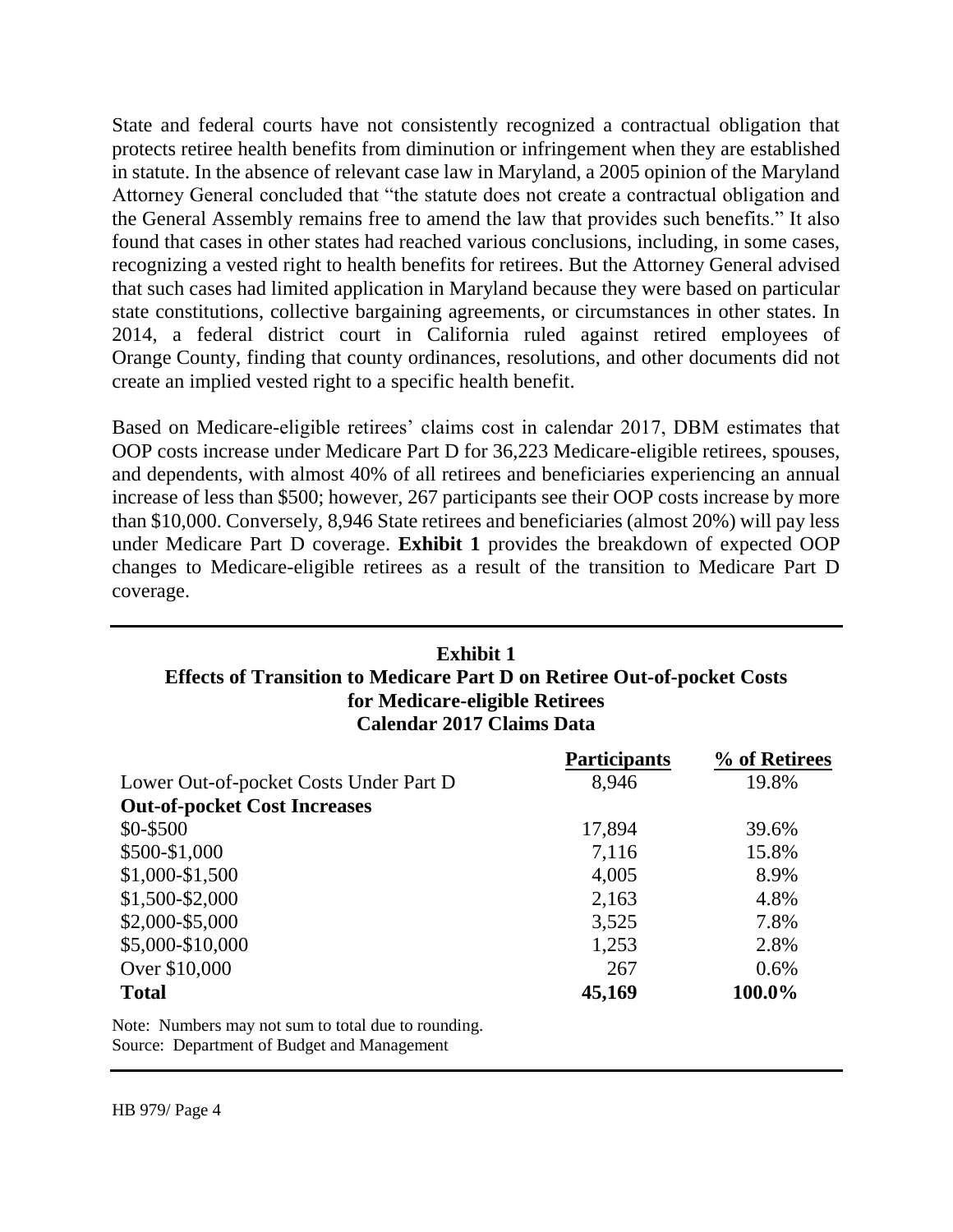State and federal courts have not consistently recognized a contractual obligation that protects retiree health benefits from diminution or infringement when they are established in statute. In the absence of relevant case law in Maryland, a 2005 opinion of the Maryland Attorney General concluded that "the statute does not create a contractual obligation and the General Assembly remains free to amend the law that provides such benefits." It also found that cases in other states had reached various conclusions, including, in some cases, recognizing a vested right to health benefits for retirees. But the Attorney General advised that such cases had limited application in Maryland because they were based on particular state constitutions, collective bargaining agreements, or circumstances in other states. In 2014, a federal district court in California ruled against retired employees of Orange County, finding that county ordinances, resolutions, and other documents did not create an implied vested right to a specific health benefit.

Based on Medicare-eligible retirees' claims cost in calendar 2017, DBM estimates that OOP costs increase under Medicare Part D for 36,223 Medicare-eligible retirees, spouses, and dependents, with almost 40% of all retirees and beneficiaries experiencing an annual increase of less than $500; however, 267 participants see their OOP costs increase by more than $10,000. Conversely, 8,946 State retirees and beneficiaries (almost 20%) will pay less under Medicare Part D coverage. **Exhibit 1** provides the breakdown of expected OOP changes to Medicare-eligible retirees as a result of the transition to Medicare Part D coverage.

**Exhibit 1**
**Effects of Transition to Medicare Part D on Retiree Out-of-pocket Costs for Medicare-eligible Retirees**
**Calendar 2017 Claims Data**

| | Participants | % of Retirees |
|---|---|---|
| Lower Out-of-pocket Costs Under Part D | 8,946 | 19.8% |
| **Out-of-pocket Cost Increases** | | |
| $0-$500 | 17,894 | 39.6% |
| $500-$1,000 | 7,116 | 15.8% |
| $1,000-$1,500 | 4,005 | 8.9% |
| $1,500-$2,000 | 2,163 | 4.8% |
| $2,000-$5,000 | 3,525 | 7.8% |
| $5,000-$10,000 | 1,253 | 2.8% |
| Over $10,000 | 267 | 0.6% |
| **Total** | **45,169** | **100.0%** |

Note: Numbers may not sum to total due to rounding.
Source: Department of Budget and Management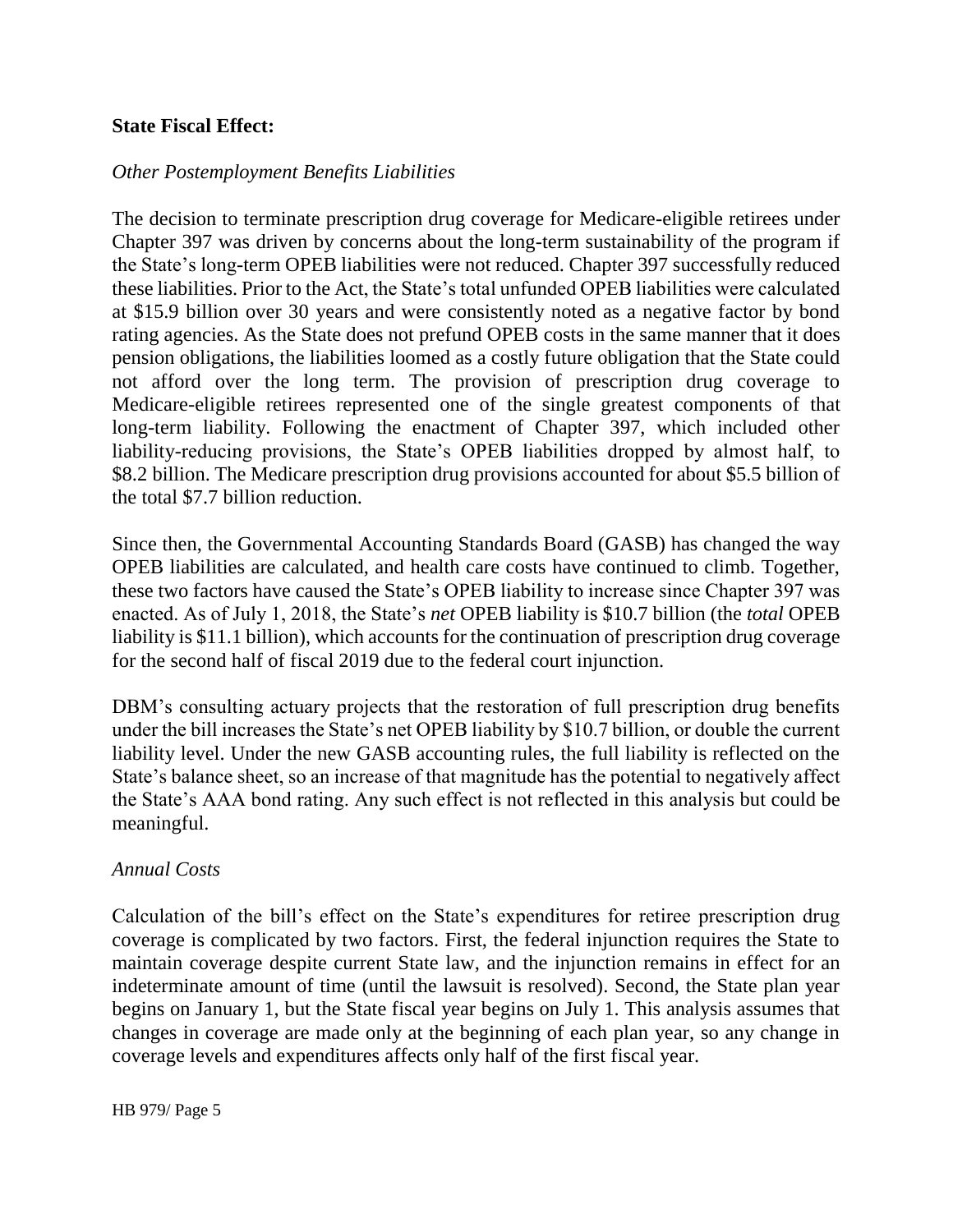**State Fiscal Effect:**

*Other Postemployment Benefits Liabilities*

The decision to terminate prescription drug coverage for Medicare-eligible retirees under Chapter 397 was driven by concerns about the long-term sustainability of the program if the State's long-term OPEB liabilities were not reduced. Chapter 397 successfully reduced these liabilities. Prior to the Act, the State's total unfunded OPEB liabilities were calculated at $15.9 billion over 30 years and were consistently noted as a negative factor by bond rating agencies. As the State does not prefund OPEB costs in the same manner that it does pension obligations, the liabilities loomed as a costly future obligation that the State could not afford over the long term. The provision of prescription drug coverage to Medicare-eligible retirees represented one of the single greatest components of that long-term liability. Following the enactment of Chapter 397, which included other liability-reducing provisions, the State's OPEB liabilities dropped by almost half, to $8.2 billion. The Medicare prescription drug provisions accounted for about $5.5 billion of the total $7.7 billion reduction.

Since then, the Governmental Accounting Standards Board (GASB) has changed the way OPEB liabilities are calculated, and health care costs have continued to climb. Together, these two factors have caused the State's OPEB liability to increase since Chapter 397 was enacted. As of July 1, 2018, the State's *net* OPEB liability is $10.7 billion (the *total* OPEB liability is $11.1 billion), which accounts for the continuation of prescription drug coverage for the second half of fiscal 2019 due to the federal court injunction.

DBM's consulting actuary projects that the restoration of full prescription drug benefits under the bill increases the State's net OPEB liability by $10.7 billion, or double the current liability level. Under the new GASB accounting rules, the full liability is reflected on the State's balance sheet, so an increase of that magnitude has the potential to negatively affect the State's AAA bond rating. Any such effect is not reflected in this analysis but could be meaningful.

*Annual Costs*

Calculation of the bill's effect on the State's expenditures for retiree prescription drug coverage is complicated by two factors. First, the federal injunction requires the State to maintain coverage despite current State law, and the injunction remains in effect for an indeterminate amount of time (until the lawsuit is resolved). Second, the State plan year begins on January 1, but the State fiscal year begins on July 1. This analysis assumes that changes in coverage are made only at the beginning of each plan year, so any change in coverage levels and expenditures affects only half of the first fiscal year.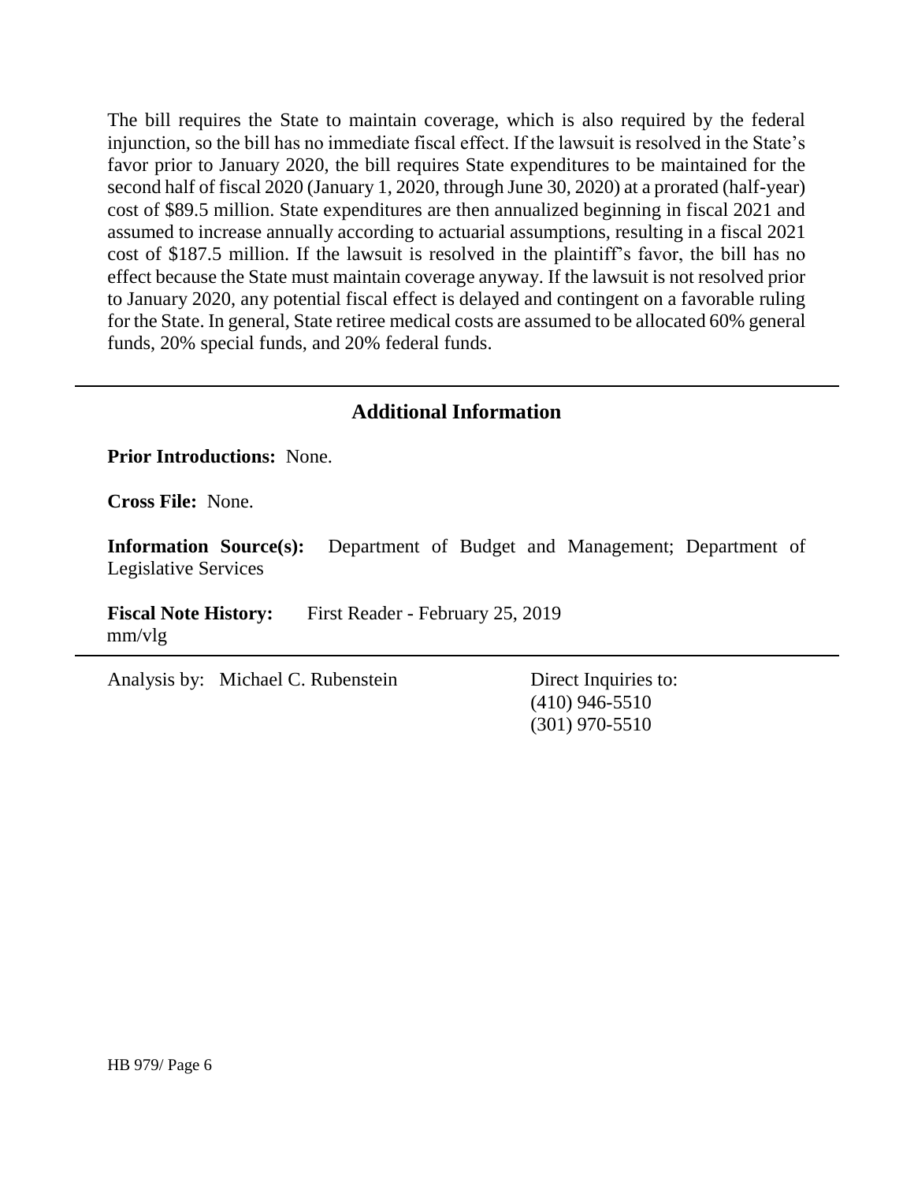The bill requires the State to maintain coverage, which is also required by the federal injunction, so the bill has no immediate fiscal effect. If the lawsuit is resolved in the State's favor prior to January 2020, the bill requires State expenditures to be maintained for the second half of fiscal 2020 (January 1, 2020, through June 30, 2020) at a prorated (half-year) cost of $89.5 million. State expenditures are then annualized beginning in fiscal 2021 and assumed to increase annually according to actuarial assumptions, resulting in a fiscal 2021 cost of $187.5 million. If the lawsuit is resolved in the plaintiff's favor, the bill has no effect because the State must maintain coverage anyway. If the lawsuit is not resolved prior to January 2020, any potential fiscal effect is delayed and contingent on a favorable ruling for the State. In general, State retiree medical costs are assumed to be allocated 60% general funds, 20% special funds, and 20% federal funds.

## Additional Information

**Prior Introductions:** None.

**Cross File:** None.

**Information Source(s):** Department of Budget and Management; Department of Legislative Services

**Fiscal Note History:** First Reader - February 25, 2019
mm/vlg

Analysis by: Michael C. Rubenstein

Direct Inquiries to:
(410) 946-5510
(301) 970-5510